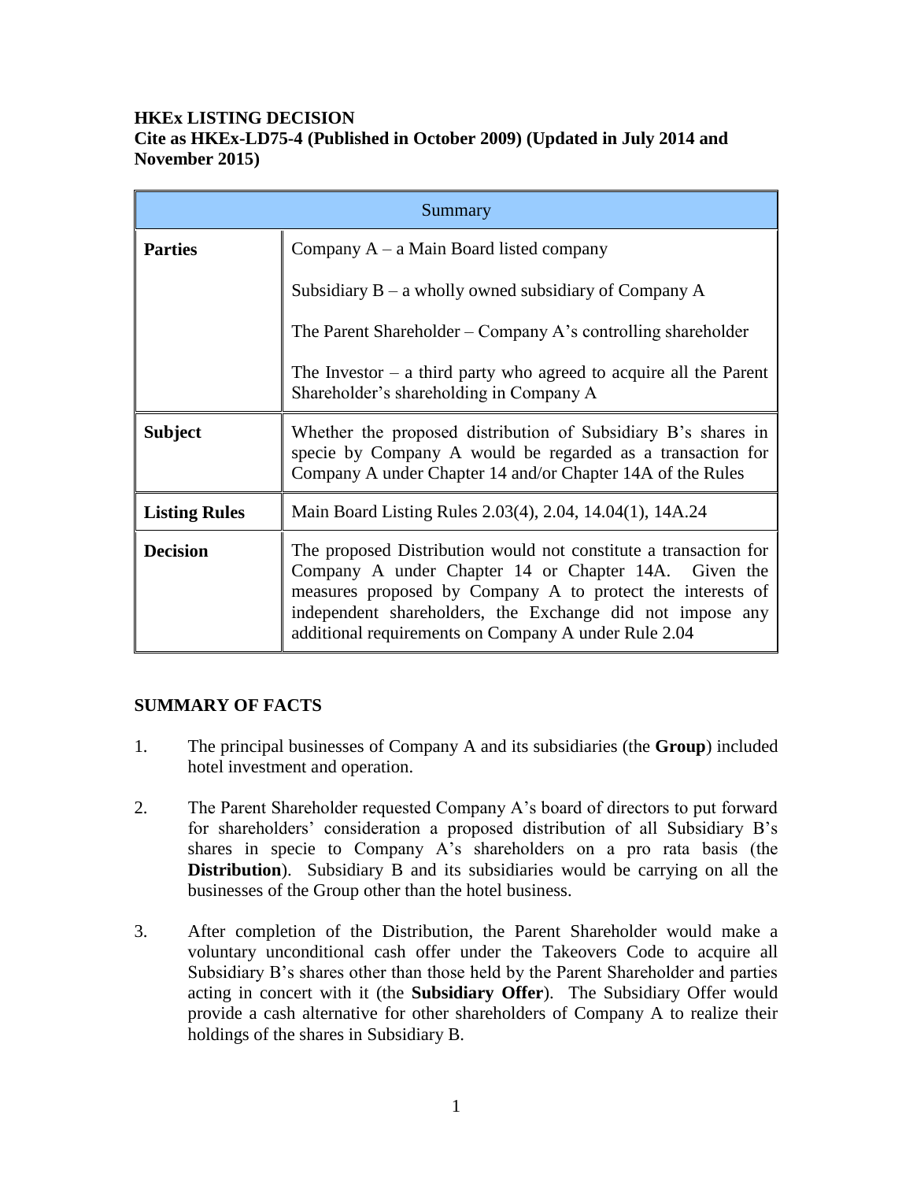**HKEx LISTING DECISION**
**Cite as HKEx-LD75-4 (Published in October 2009) (Updated in July 2014 and November 2015)**

| Summary | |
|---|---|
| **Parties** | Company A – a Main Board listed company<br><br>Subsidiary B – a wholly owned subsidiary of Company A<br><br>The Parent Shareholder – Company A's controlling shareholder<br><br>The Investor – a third party who agreed to acquire all the Parent Shareholder's shareholding in Company A |
| **Subject** | Whether the proposed distribution of Subsidiary B's shares in specie by Company A would be regarded as a transaction for Company A under Chapter 14 and/or Chapter 14A of the Rules |
| **Listing Rules** | Main Board Listing Rules 2.03(4), 2.04, 14.04(1), 14A.24 |
| **Decision** | The proposed Distribution would not constitute a transaction for Company A under Chapter 14 or Chapter 14A. Given the measures proposed by Company A to protect the interests of independent shareholders, the Exchange did not impose any additional requirements on Company A under Rule 2.04 |

**SUMMARY OF FACTS**

1. The principal businesses of Company A and its subsidiaries (the **Group**) included hotel investment and operation.

2. The Parent Shareholder requested Company A's board of directors to put forward for shareholders' consideration a proposed distribution of all Subsidiary B's shares in specie to Company A's shareholders on a pro rata basis (the **Distribution**). Subsidiary B and its subsidiaries would be carrying on all the businesses of the Group other than the hotel business.

3. After completion of the Distribution, the Parent Shareholder would make a voluntary unconditional cash offer under the Takeovers Code to acquire all Subsidiary B's shares other than those held by the Parent Shareholder and parties acting in concert with it (the **Subsidiary Offer**). The Subsidiary Offer would provide a cash alternative for other shareholders of Company A to realize their holdings of the shares in Subsidiary B.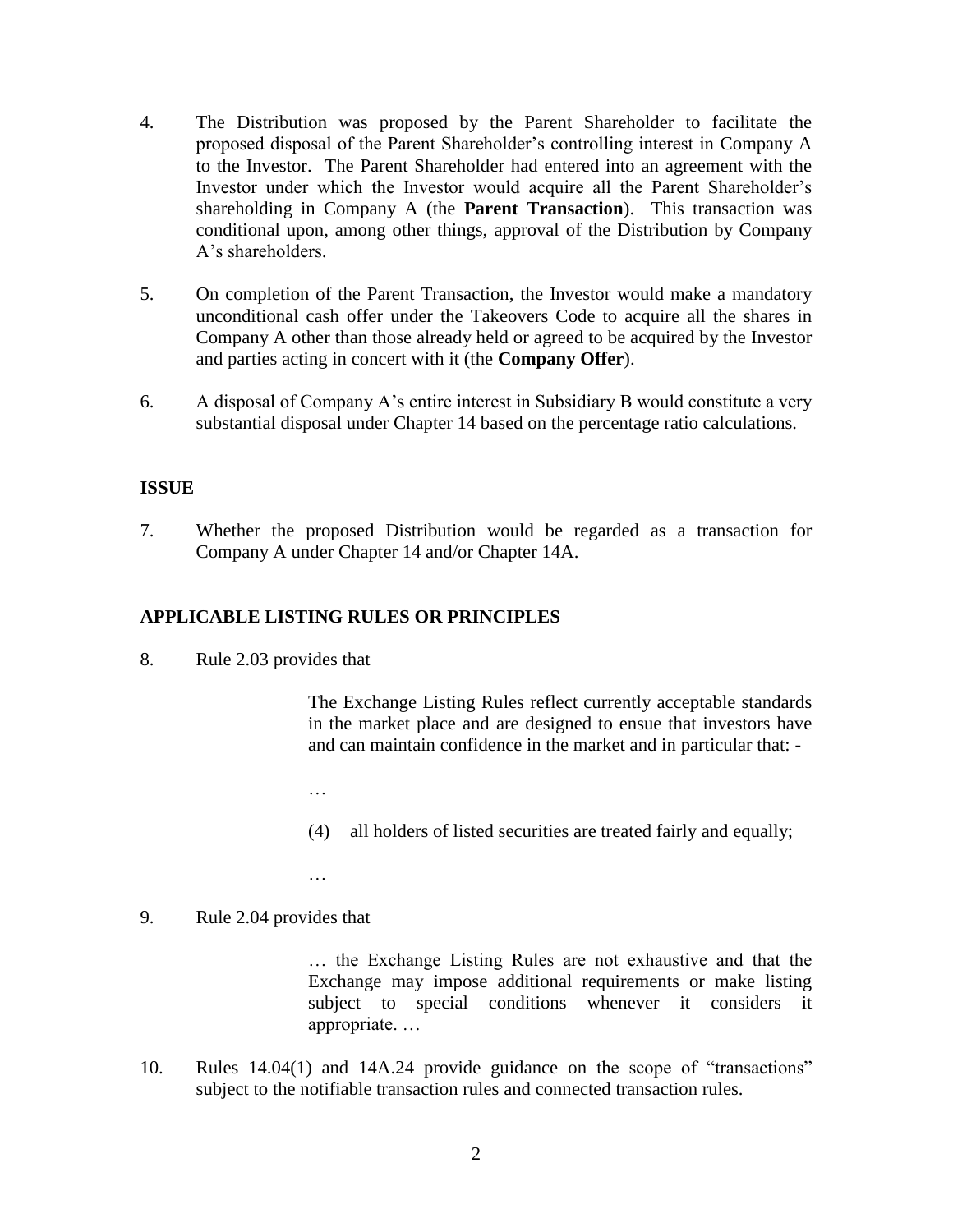4. The Distribution was proposed by the Parent Shareholder to facilitate the proposed disposal of the Parent Shareholder's controlling interest in Company A to the Investor. The Parent Shareholder had entered into an agreement with the Investor under which the Investor would acquire all the Parent Shareholder's shareholding in Company A (the **Parent Transaction**). This transaction was conditional upon, among other things, approval of the Distribution by Company A's shareholders.

5. On completion of the Parent Transaction, the Investor would make a mandatory unconditional cash offer under the Takeovers Code to acquire all the shares in Company A other than those already held or agreed to be acquired by the Investor and parties acting in concert with it (the **Company Offer**).

6. A disposal of Company A's entire interest in Subsidiary B would constitute a very substantial disposal under Chapter 14 based on the percentage ratio calculations.

## ISSUE

7. Whether the proposed Distribution would be regarded as a transaction for Company A under Chapter 14 and/or Chapter 14A.

## APPLICABLE LISTING RULES OR PRINCIPLES

8. Rule 2.03 provides that

> The Exchange Listing Rules reflect currently acceptable standards in the market place and are designed to ensue that investors have and can maintain confidence in the market and in particular that: -
>
> …
>
> (4) all holders of listed securities are treated fairly and equally;
>
> …

9. Rule 2.04 provides that

> … the Exchange Listing Rules are not exhaustive and that the Exchange may impose additional requirements or make listing subject to special conditions whenever it considers it appropriate. …

10. Rules 14.04(1) and 14A.24 provide guidance on the scope of "transactions" subject to the notifiable transaction rules and connected transaction rules.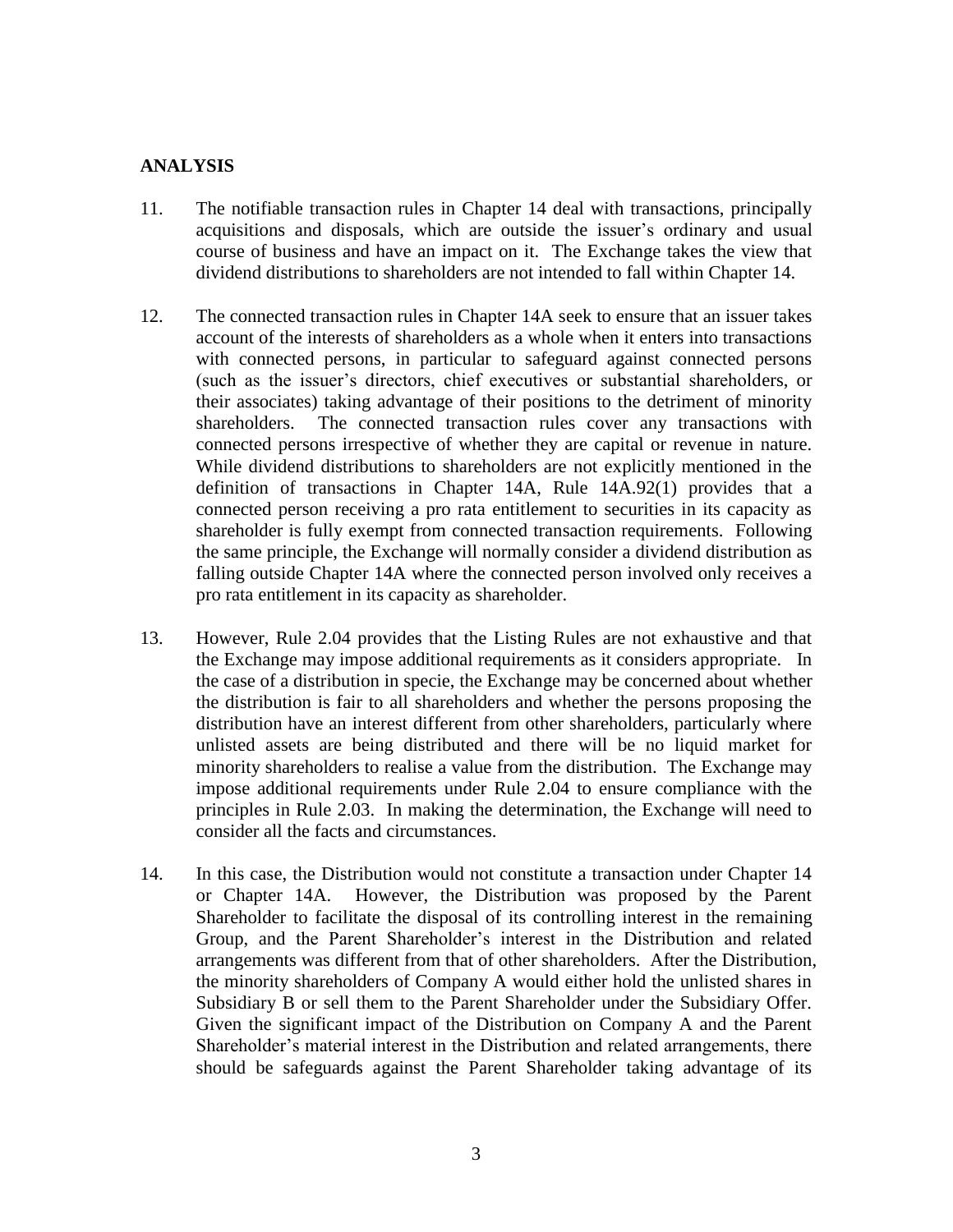## ANALYSIS

11. The notifiable transaction rules in Chapter 14 deal with transactions, principally acquisitions and disposals, which are outside the issuer's ordinary and usual course of business and have an impact on it. The Exchange takes the view that dividend distributions to shareholders are not intended to fall within Chapter 14.

12. The connected transaction rules in Chapter 14A seek to ensure that an issuer takes account of the interests of shareholders as a whole when it enters into transactions with connected persons, in particular to safeguard against connected persons (such as the issuer's directors, chief executives or substantial shareholders, or their associates) taking advantage of their positions to the detriment of minority shareholders. The connected transaction rules cover any transactions with connected persons irrespective of whether they are capital or revenue in nature. While dividend distributions to shareholders are not explicitly mentioned in the definition of transactions in Chapter 14A, Rule 14A.92(1) provides that a connected person receiving a pro rata entitlement to securities in its capacity as shareholder is fully exempt from connected transaction requirements. Following the same principle, the Exchange will normally consider a dividend distribution as falling outside Chapter 14A where the connected person involved only receives a pro rata entitlement in its capacity as shareholder.

13. However, Rule 2.04 provides that the Listing Rules are not exhaustive and that the Exchange may impose additional requirements as it considers appropriate. In the case of a distribution in specie, the Exchange may be concerned about whether the distribution is fair to all shareholders and whether the persons proposing the distribution have an interest different from other shareholders, particularly where unlisted assets are being distributed and there will be no liquid market for minority shareholders to realise a value from the distribution. The Exchange may impose additional requirements under Rule 2.04 to ensure compliance with the principles in Rule 2.03. In making the determination, the Exchange will need to consider all the facts and circumstances.

14. In this case, the Distribution would not constitute a transaction under Chapter 14 or Chapter 14A. However, the Distribution was proposed by the Parent Shareholder to facilitate the disposal of its controlling interest in the remaining Group, and the Parent Shareholder's interest in the Distribution and related arrangements was different from that of other shareholders. After the Distribution, the minority shareholders of Company A would either hold the unlisted shares in Subsidiary B or sell them to the Parent Shareholder under the Subsidiary Offer. Given the significant impact of the Distribution on Company A and the Parent Shareholder's material interest in the Distribution and related arrangements, there should be safeguards against the Parent Shareholder taking advantage of its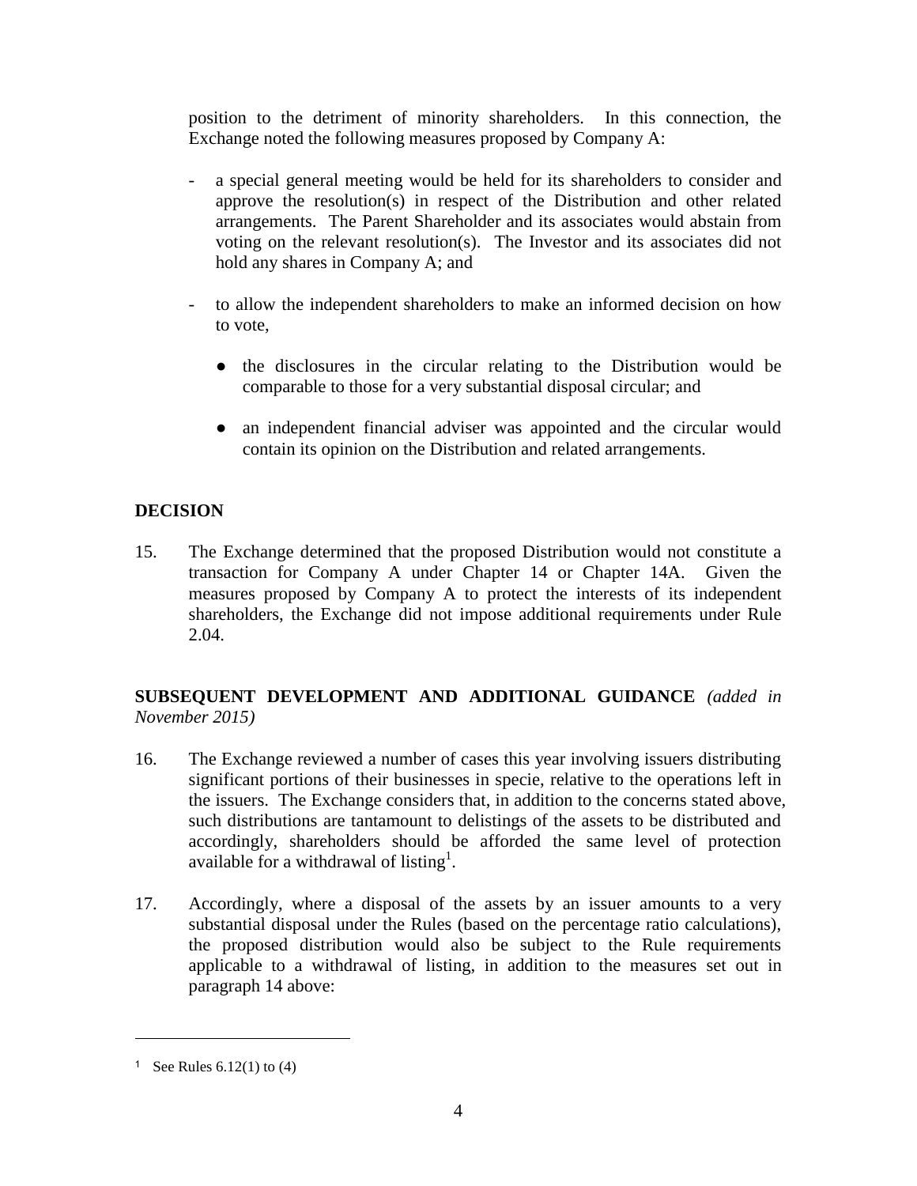position to the detriment of minority shareholders. In this connection, the Exchange noted the following measures proposed by Company A:

- a special general meeting would be held for its shareholders to consider and approve the resolution(s) in respect of the Distribution and other related arrangements. The Parent Shareholder and its associates would abstain from voting on the relevant resolution(s). The Investor and its associates did not hold any shares in Company A; and

- to allow the independent shareholders to make an informed decision on how to vote,

  - the disclosures in the circular relating to the Distribution would be comparable to those for a very substantial disposal circular; and

  - an independent financial adviser was appointed and the circular would contain its opinion on the Distribution and related arrangements.

## DECISION

15. The Exchange determined that the proposed Distribution would not constitute a transaction for Company A under Chapter 14 or Chapter 14A. Given the measures proposed by Company A to protect the interests of its independent shareholders, the Exchange did not impose additional requirements under Rule 2.04.

## SUBSEQUENT DEVELOPMENT AND ADDITIONAL GUIDANCE *(added in November 2015)*

16. The Exchange reviewed a number of cases this year involving issuers distributing significant portions of their businesses in specie, relative to the operations left in the issuers. The Exchange considers that, in addition to the concerns stated above, such distributions are tantamount to delistings of the assets to be distributed and accordingly, shareholders should be afforded the same level of protection available for a withdrawal of listing[1].

17. Accordingly, where a disposal of the assets by an issuer amounts to a very substantial disposal under the Rules (based on the percentage ratio calculations), the proposed distribution would also be subject to the Rule requirements applicable to a withdrawal of listing, in addition to the measures set out in paragraph 14 above:

---

[1] See Rules 6.12(1) to (4)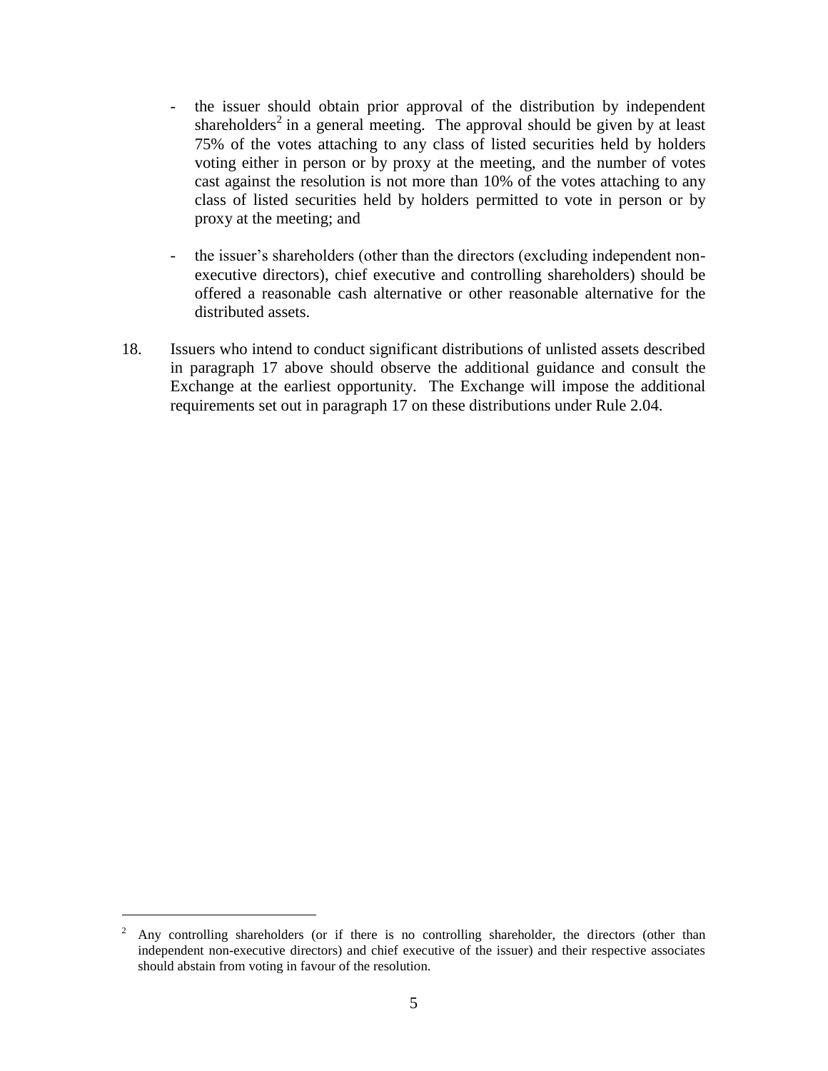- the issuer should obtain prior approval of the distribution by independent shareholders[2] in a general meeting. The approval should be given by at least 75% of the votes attaching to any class of listed securities held by holders voting either in person or by proxy at the meeting, and the number of votes cast against the resolution is not more than 10% of the votes attaching to any class of listed securities held by holders permitted to vote in person or by proxy at the meeting; and

- the issuer's shareholders (other than the directors (excluding independent non-executive directors), chief executive and controlling shareholders) should be offered a reasonable cash alternative or other reasonable alternative for the distributed assets.

18. Issuers who intend to conduct significant distributions of unlisted assets described in paragraph 17 above should observe the additional guidance and consult the Exchange at the earliest opportunity. The Exchange will impose the additional requirements set out in paragraph 17 on these distributions under Rule 2.04.

---

[2] Any controlling shareholders (or if there is no controlling shareholder, the directors (other than independent non-executive directors) and chief executive of the issuer) and their respective associates should abstain from voting in favour of the resolution.